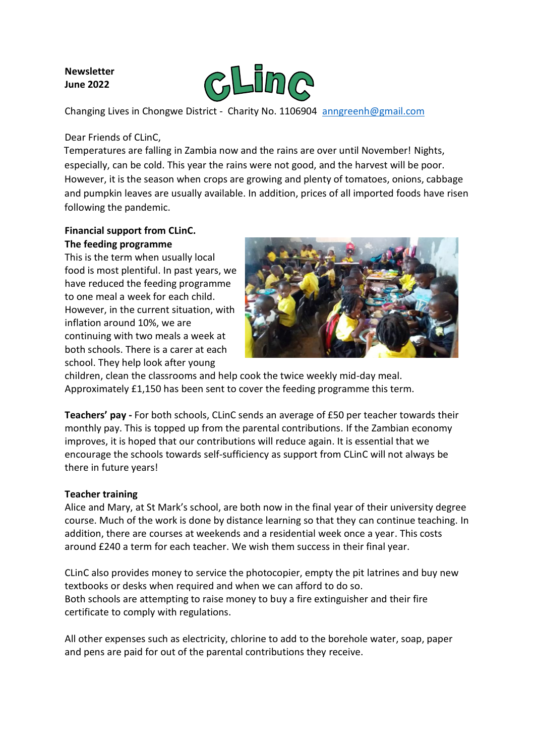**Newsletter**
**June 2022**

CLinC

Changing Lives in Chongwe District - Charity No. 1106904 anngreenh@gmail.com

Dear Friends of CLinC,

Temperatures are falling in Zambia now and the rains are over until November! Nights, especially, can be cold. This year the rains were not good, and the harvest will be poor. However, it is the season when crops are growing and plenty of tomatoes, onions, cabbage and pumpkin leaves are usually available. In addition, prices of all imported foods have risen following the pandemic.

**Financial support from CLinC.**

**The feeding programme**

This is the term when usually local food is most plentiful. In past years, we have reduced the feeding programme to one meal a week for each child. However, in the current situation, with inflation around 10%, we are continuing with two meals a week at both schools. There is a carer at each school. They help look after young children, clean the classrooms and help cook the twice weekly mid-day meal. Approximately £1,150 has been sent to cover the feeding programme this term.

**Teachers' pay -** For both schools, CLinC sends an average of £50 per teacher towards their monthly pay. This is topped up from the parental contributions. If the Zambian economy improves, it is hoped that our contributions will reduce again. It is essential that we encourage the schools towards self-sufficiency as support from CLinC will not always be there in future years!

**Teacher training**

Alice and Mary, at St Mark's school, are both now in the final year of their university degree course. Much of the work is done by distance learning so that they can continue teaching. In addition, there are courses at weekends and a residential week once a year. This costs around £240 a term for each teacher. We wish them success in their final year.

CLinC also provides money to service the photocopier, empty the pit latrines and buy new textbooks or desks when required and when we can afford to do so.
Both schools are attempting to raise money to buy a fire extinguisher and their fire certificate to comply with regulations.

All other expenses such as electricity, chlorine to add to the borehole water, soap, paper and pens are paid for out of the parental contributions they receive.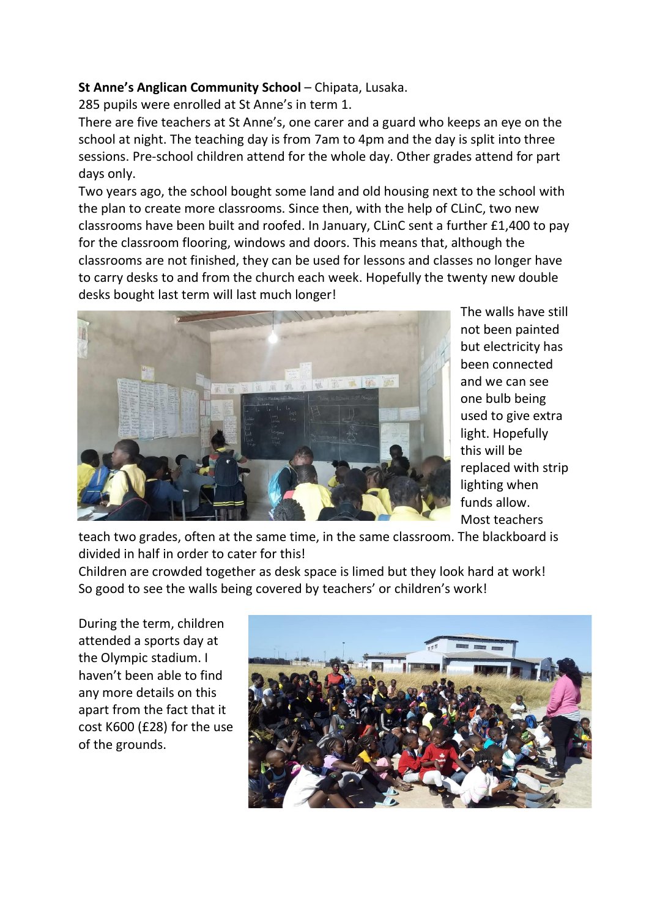**St Anne's Anglican Community School** – Chipata, Lusaka.

285 pupils were enrolled at St Anne's in term 1.

There are five teachers at St Anne's, one carer and a guard who keeps an eye on the school at night. The teaching day is from 7am to 4pm and the day is split into three sessions. Pre-school children attend for the whole day. Other grades attend for part days only.

Two years ago, the school bought some land and old housing next to the school with the plan to create more classrooms. Since then, with the help of CLinC, two new classrooms have been built and roofed. In January, CLinC sent a further £1,400 to pay for the classroom flooring, windows and doors. This means that, although the classrooms are not finished, they can be used for lessons and classes no longer have to carry desks to and from the church each week. Hopefully the twenty new double desks bought last term will last much longer!

The walls have still not been painted but electricity has been connected and we can see one bulb being used to give extra light. Hopefully this will be replaced with strip lighting when funds allow. Most teachers teach two grades, often at the same time, in the same classroom. The blackboard is divided in half in order to cater for this!

Children are crowded together as desk space is limed but they look hard at work! So good to see the walls being covered by teachers' or children's work!

During the term, children attended a sports day at the Olympic stadium. I haven't been able to find any more details on this apart from the fact that it cost K600 (£28) for the use of the grounds.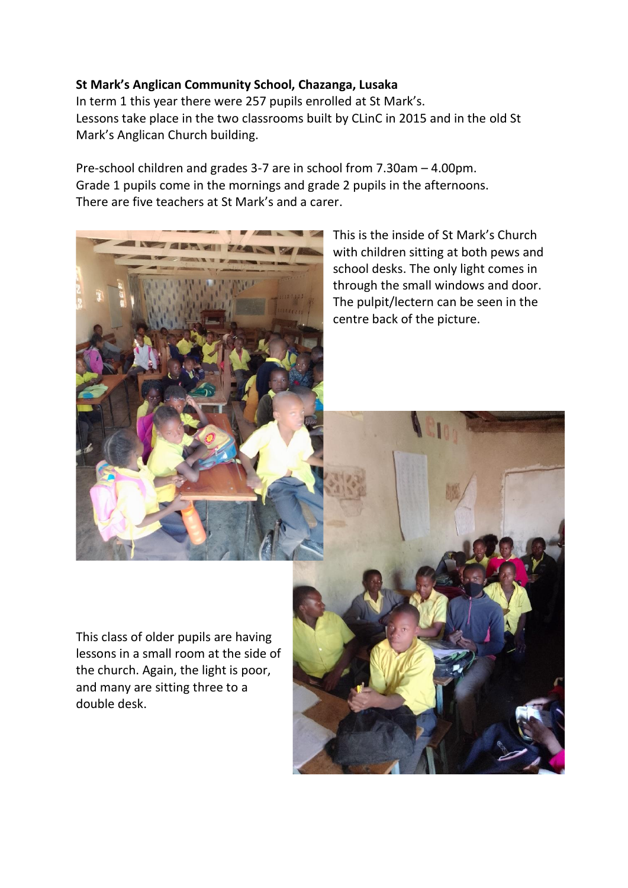**St Mark's Anglican Community School, Chazanga, Lusaka**
In term 1 this year there were 257 pupils enrolled at St Mark's.
Lessons take place in the two classrooms built by CLinC in 2015 and in the old St Mark's Anglican Church building.

Pre-school children and grades 3-7 are in school from 7.30am – 4.00pm.
Grade 1 pupils come in the mornings and grade 2 pupils in the afternoons.
There are five teachers at St Mark's and a carer.

This is the inside of St Mark's Church with children sitting at both pews and school desks. The only light comes in through the small windows and door. The pulpit/lectern can be seen in the centre back of the picture.

This class of older pupils are having lessons in a small room at the side of the church. Again, the light is poor, and many are sitting three to a double desk.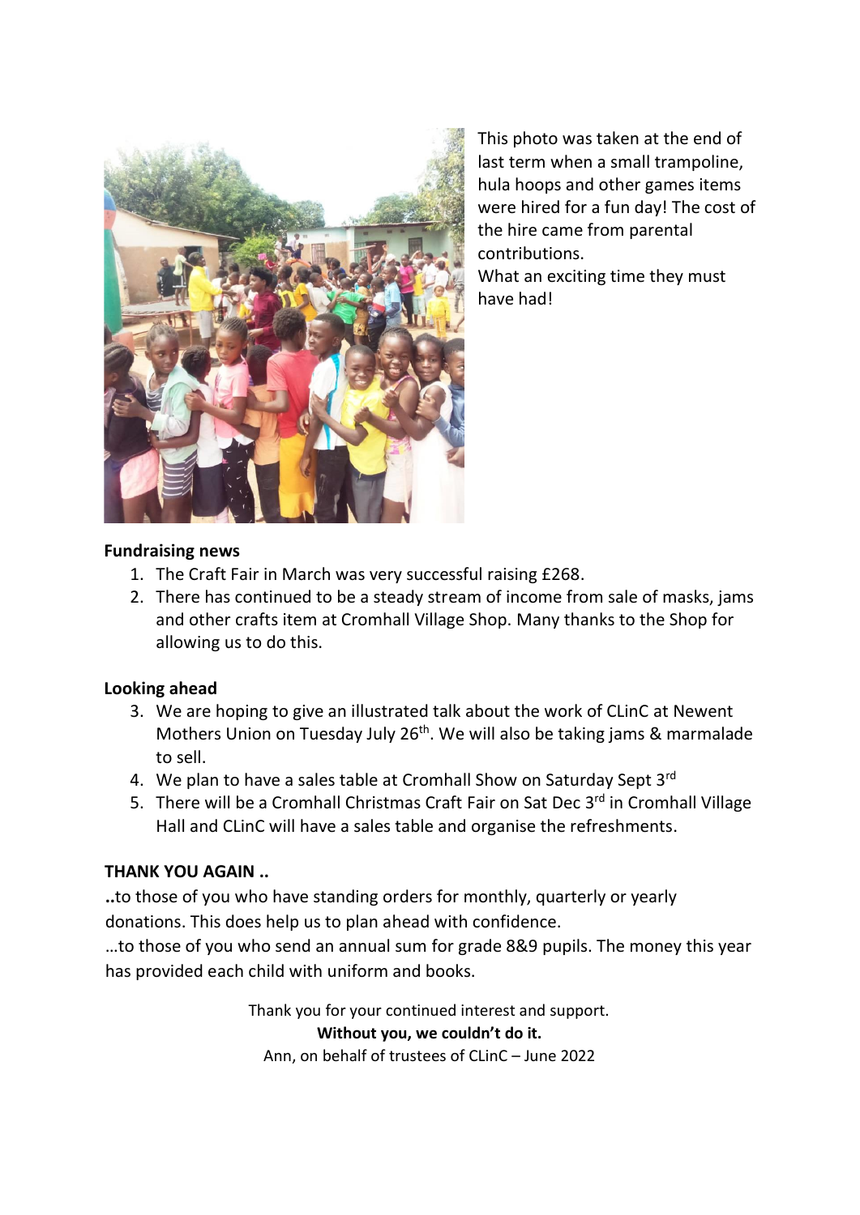This photo was taken at the end of last term when a small trampoline, hula hoops and other games items were hired for a fun day! The cost of the hire came from parental contributions.
What an exciting time they must have had!

**Fundraising news**

1. The Craft Fair in March was very successful raising £268.
2. There has continued to be a steady stream of income from sale of masks, jams and other crafts item at Cromhall Village Shop. Many thanks to the Shop for allowing us to do this.

**Looking ahead**

3. We are hoping to give an illustrated talk about the work of CLinC at Newent Mothers Union on Tuesday July 26th. We will also be taking jams & marmalade to sell.
4. We plan to have a sales table at Cromhall Show on Saturday Sept 3rd
5. There will be a Cromhall Christmas Craft Fair on Sat Dec 3rd in Cromhall Village Hall and CLinC will have a sales table and organise the refreshments.

**THANK YOU AGAIN ..**

**..**to those of you who have standing orders for monthly, quarterly or yearly donations. This does help us to plan ahead with confidence.

…to those of you who send an annual sum for grade 8&9 pupils. The money this year has provided each child with uniform and books.

Thank you for your continued interest and support.

**Without you, we couldn't do it.**

Ann, on behalf of trustees of CLinC – June 2022